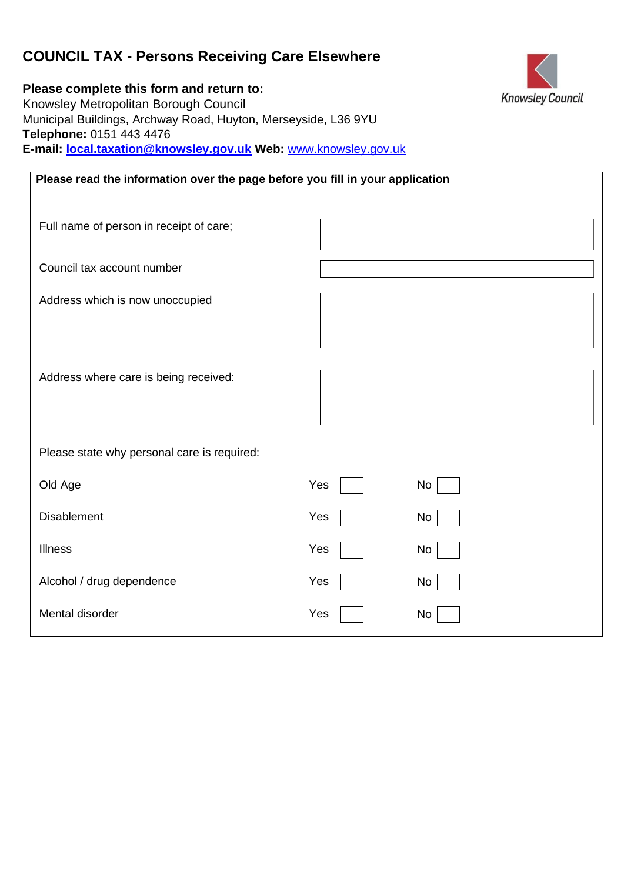# COUNCIL TAX - Persons Receiving Care Elsewhere

Knowsley Council

**Please complete this form and return to:**
Knowsley Metropolitan Borough Council
Municipal Buildings, Archway Road, Huyton, Merseyside, L36 9YU
**Telephone:** 0151 443 4476
**E-mail:** **local.taxation@knowsley.gov.uk** **Web:** www.knowsley.gov.uk

**Please read the information over the page before you fill in your application**

| | |
|---|---|
| Full name of person in receipt of care; | |
| Council tax account number | |
| Address which is now unoccupied | |
| Address where care is being received: | |

Please state why personal care is required:

| | | |
|---|---|---|
| Old Age | Yes ☐ | No ☐ |
| Disablement | Yes ☐ | No ☐ |
| Illness | Yes ☐ | No ☐ |
| Alcohol / drug dependence | Yes ☐ | No ☐ |
| Mental disorder | Yes ☐ | No ☐ |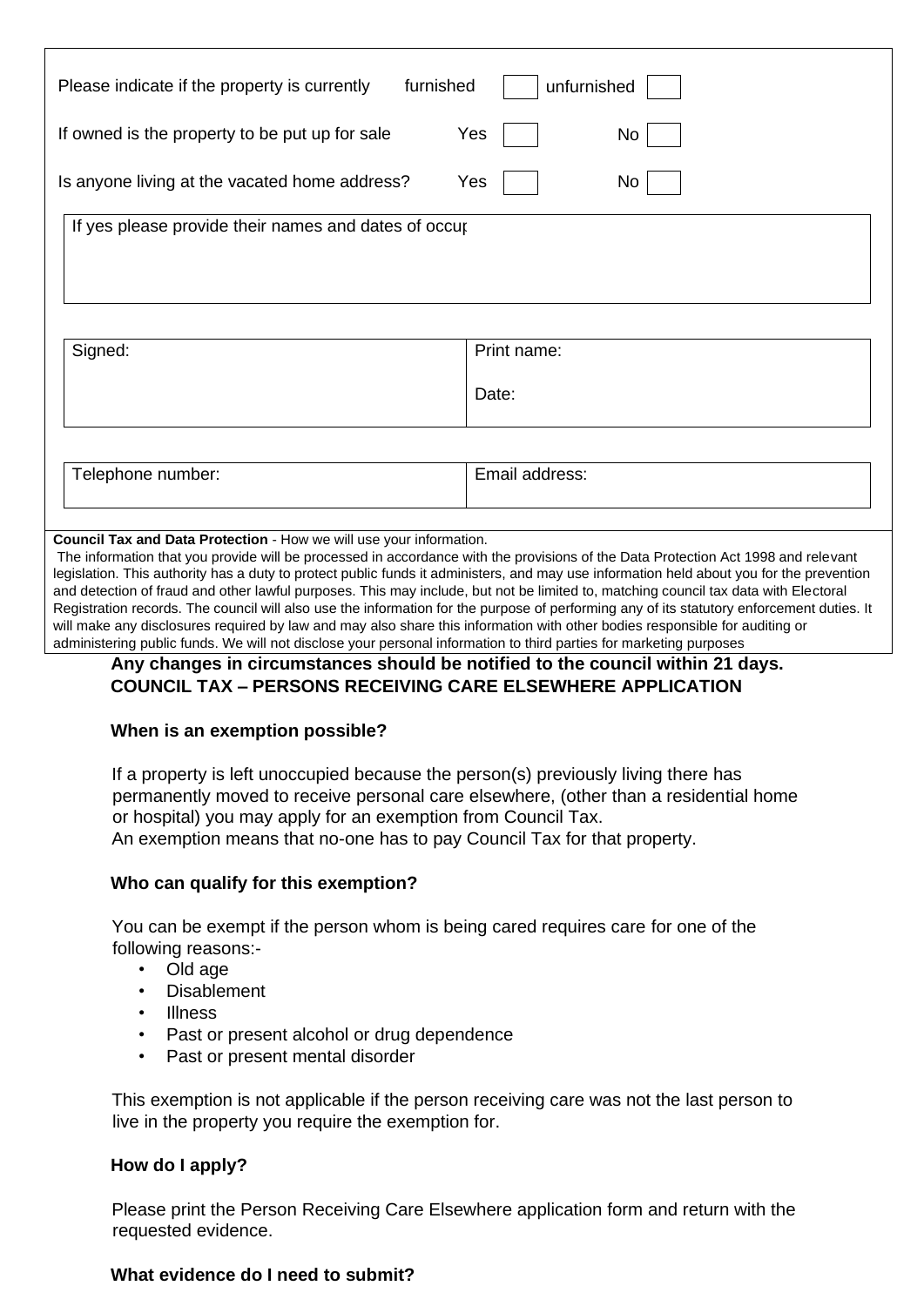Please indicate if the property is currently furnished ☐ unfurnished ☐

If owned is the property to be put up for sale Yes ☐ No ☐

Is anyone living at the vacated home address? Yes ☐ No ☐

| If yes please provide their names and dates of occup |
| --- |
| |

| Signed: | Print name: |
| --- | --- |
| | Date: |

| Telephone number: | Email address: |
| --- | --- |

**Council Tax and Data Protection** - How we will use your information.

The information that you provide will be processed in accordance with the provisions of the Data Protection Act 1998 and relevant legislation. This authority has a duty to protect public funds it administers, and may use information held about you for the prevention and detection of fraud and other lawful purposes. This may include, but not be limited to, matching council tax data with Electoral Registration records. The council will also use the information for the purpose of performing any of its statutory enforcement duties. It will make any disclosures required by law and may also share this information with other bodies responsible for auditing or administering public funds. We will not disclose your personal information to third parties for marketing purposes

**Any changes in circumstances should be notified to the council within 21 days.**

## COUNCIL TAX – PERSONS RECEIVING CARE ELSEWHERE APPLICATION

### When is an exemption possible?

If a property is left unoccupied because the person(s) previously living there has permanently moved to receive personal care elsewhere, (other than a residential home or hospital) you may apply for an exemption from Council Tax.
An exemption means that no-one has to pay Council Tax for that property.

### Who can qualify for this exemption?

You can be exempt if the person whom is being cared requires care for one of the following reasons:-

- Old age
- Disablement
- Illness
- Past or present alcohol or drug dependence
- Past or present mental disorder

This exemption is not applicable if the person receiving care was not the last person to live in the property you require the exemption for.

### How do I apply?

Please print the Person Receiving Care Elsewhere application form and return with the requested evidence.

### What evidence do I need to submit?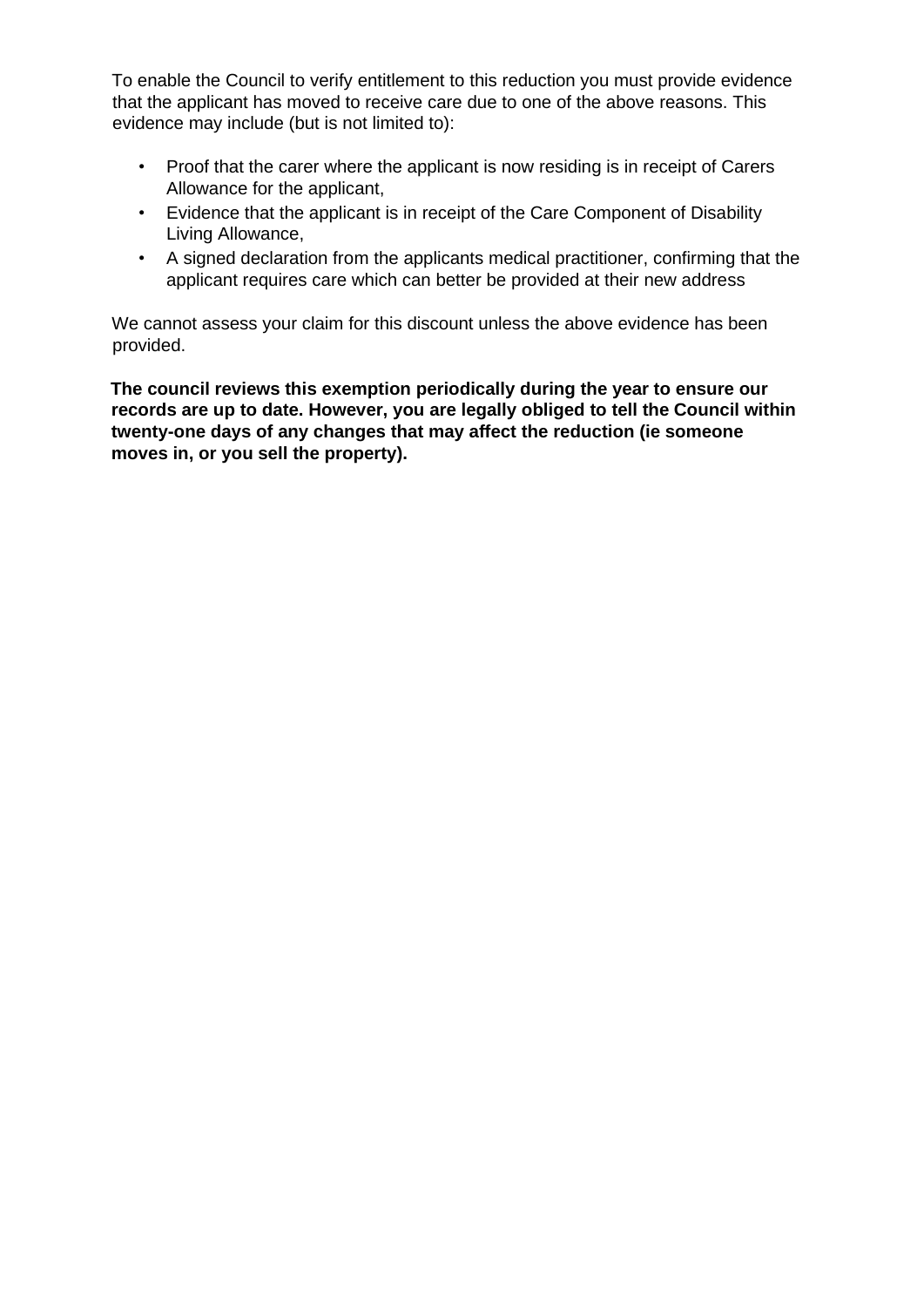To enable the Council to verify entitlement to this reduction you must provide evidence that the applicant has moved to receive care due to one of the above reasons. This evidence may include (but is not limited to):

- Proof that the carer where the applicant is now residing is in receipt of Carers Allowance for the applicant,
- Evidence that the applicant is in receipt of the Care Component of Disability Living Allowance,
- A signed declaration from the applicants medical practitioner, confirming that the applicant requires care which can better be provided at their new address

We cannot assess your claim for this discount unless the above evidence has been provided.

**The council reviews this exemption periodically during the year to ensure our records are up to date. However, you are legally obliged to tell the Council within twenty-one days of any changes that may affect the reduction (ie someone moves in, or you sell the property).**